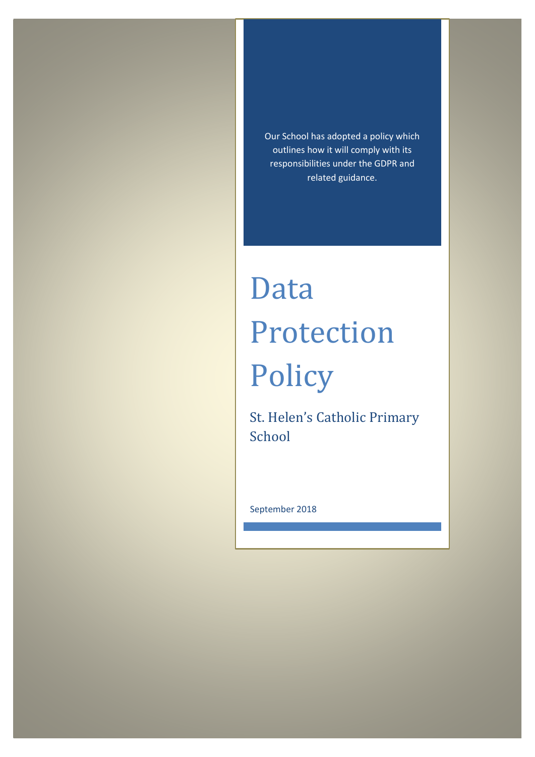Our School has adopted a policy which outlines how it will comply with its responsibilities under the GDPR and related guidance.

# Data Protection Policy

## St. Helen's Catholic Primary School

September 2018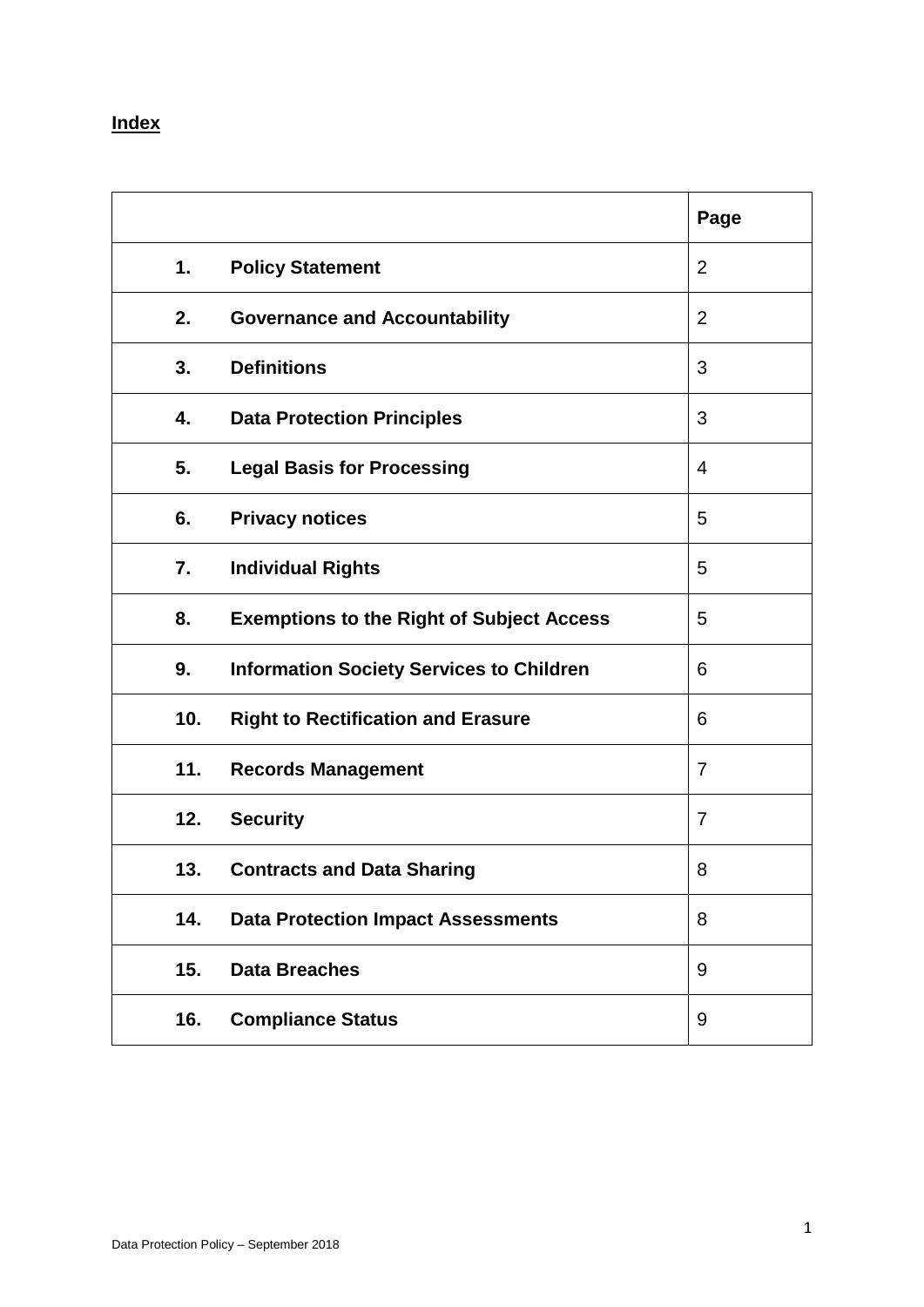**Index**

| | | Page |
|---|---|---|
| **1.** | **Policy Statement** | 2 |
| **2.** | **Governance and Accountability** | 2 |
| **3.** | **Definitions** | 3 |
| **4.** | **Data Protection Principles** | 3 |
| **5.** | **Legal Basis for Processing** | 4 |
| **6.** | **Privacy notices** | 5 |
| **7.** | **Individual Rights** | 5 |
| **8.** | **Exemptions to the Right of Subject Access** | 5 |
| **9.** | **Information Society Services to Children** | 6 |
| **10.** | **Right to Rectification and Erasure** | 6 |
| **11.** | **Records Management** | 7 |
| **12.** | **Security** | 7 |
| **13.** | **Contracts and Data Sharing** | 8 |
| **14.** | **Data Protection Impact Assessments** | 8 |
| **15.** | **Data Breaches** | 9 |
| **16.** | **Compliance Status** | 9 |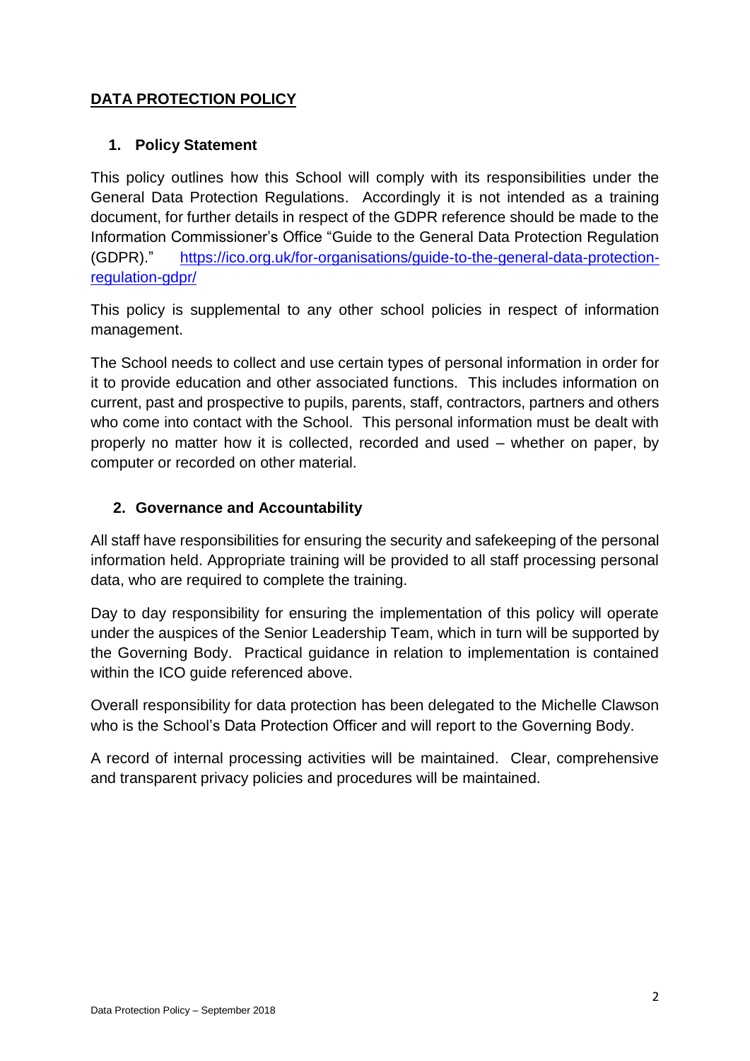# DATA PROTECTION POLICY

## 1. Policy Statement

This policy outlines how this School will comply with its responsibilities under the General Data Protection Regulations. Accordingly it is not intended as a training document, for further details in respect of the GDPR reference should be made to the Information Commissioner's Office "Guide to the General Data Protection Regulation (GDPR)." https://ico.org.uk/for-organisations/guide-to-the-general-data-protection-regulation-gdpr/

This policy is supplemental to any other school policies in respect of information management.

The School needs to collect and use certain types of personal information in order for it to provide education and other associated functions. This includes information on current, past and prospective to pupils, parents, staff, contractors, partners and others who come into contact with the School. This personal information must be dealt with properly no matter how it is collected, recorded and used – whether on paper, by computer or recorded on other material.

## 2. Governance and Accountability

All staff have responsibilities for ensuring the security and safekeeping of the personal information held. Appropriate training will be provided to all staff processing personal data, who are required to complete the training.

Day to day responsibility for ensuring the implementation of this policy will operate under the auspices of the Senior Leadership Team, which in turn will be supported by the Governing Body. Practical guidance in relation to implementation is contained within the ICO guide referenced above.

Overall responsibility for data protection has been delegated to the Michelle Clawson who is the School's Data Protection Officer and will report to the Governing Body.

A record of internal processing activities will be maintained. Clear, comprehensive and transparent privacy policies and procedures will be maintained.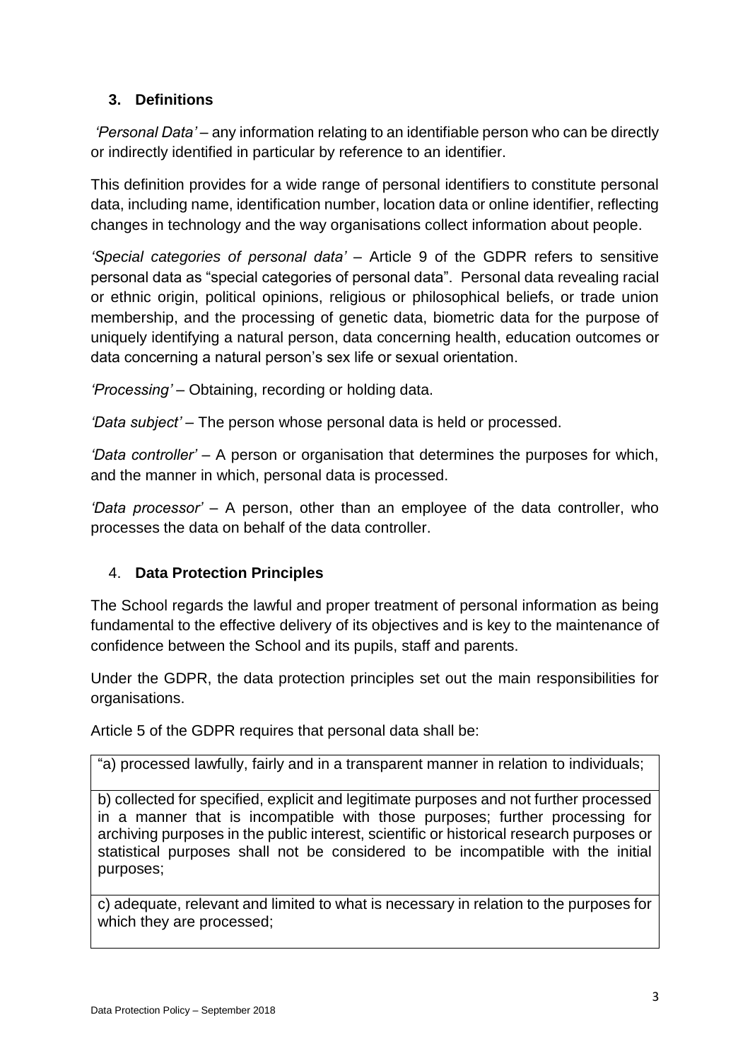## 3. Definitions

*'Personal Data'* – any information relating to an identifiable person who can be directly or indirectly identified in particular by reference to an identifier.

This definition provides for a wide range of personal identifiers to constitute personal data, including name, identification number, location data or online identifier, reflecting changes in technology and the way organisations collect information about people.

*'Special categories of personal data'* – Article 9 of the GDPR refers to sensitive personal data as "special categories of personal data". Personal data revealing racial or ethnic origin, political opinions, religious or philosophical beliefs, or trade union membership, and the processing of genetic data, biometric data for the purpose of uniquely identifying a natural person, data concerning health, education outcomes or data concerning a natural person's sex life or sexual orientation.

*'Processing'* – Obtaining, recording or holding data.

*'Data subject'* – The person whose personal data is held or processed.

*'Data controller'* – A person or organisation that determines the purposes for which, and the manner in which, personal data is processed.

*'Data processor'* – A person, other than an employee of the data controller, who processes the data on behalf of the data controller.

## 4. Data Protection Principles

The School regards the lawful and proper treatment of personal information as being fundamental to the effective delivery of its objectives and is key to the maintenance of confidence between the School and its pupils, staff and parents.

Under the GDPR, the data protection principles set out the main responsibilities for organisations.

Article 5 of the GDPR requires that personal data shall be:

| |
|---|
| "a) processed lawfully, fairly and in a transparent manner in relation to individuals; |
| b) collected for specified, explicit and legitimate purposes and not further processed in a manner that is incompatible with those purposes; further processing for archiving purposes in the public interest, scientific or historical research purposes or statistical purposes shall not be considered to be incompatible with the initial purposes; |
| c) adequate, relevant and limited to what is necessary in relation to the purposes for which they are processed; |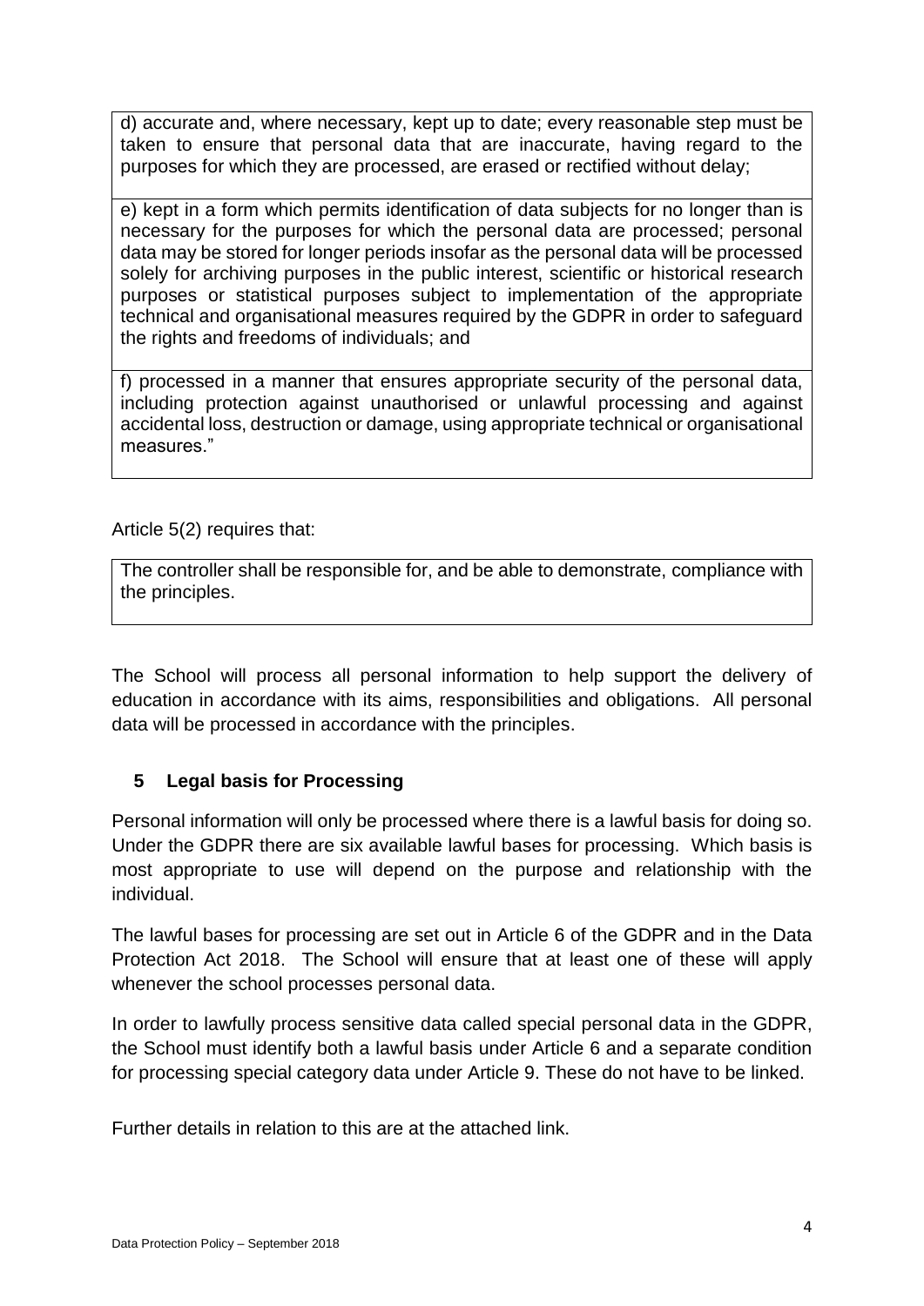d) accurate and, where necessary, kept up to date; every reasonable step must be taken to ensure that personal data that are inaccurate, having regard to the purposes for which they are processed, are erased or rectified without delay;

e) kept in a form which permits identification of data subjects for no longer than is necessary for the purposes for which the personal data are processed; personal data may be stored for longer periods insofar as the personal data will be processed solely for archiving purposes in the public interest, scientific or historical research purposes or statistical purposes subject to implementation of the appropriate technical and organisational measures required by the GDPR in order to safeguard the rights and freedoms of individuals; and

f) processed in a manner that ensures appropriate security of the personal data, including protection against unauthorised or unlawful processing and against accidental loss, destruction or damage, using appropriate technical or organisational measures."

Article 5(2) requires that:

> The controller shall be responsible for, and be able to demonstrate, compliance with the principles.

The School will process all personal information to help support the delivery of education in accordance with its aims, responsibilities and obligations. All personal data will be processed in accordance with the principles.

## 5 Legal basis for Processing

Personal information will only be processed where there is a lawful basis for doing so. Under the GDPR there are six available lawful bases for processing. Which basis is most appropriate to use will depend on the purpose and relationship with the individual.

The lawful bases for processing are set out in Article 6 of the GDPR and in the Data Protection Act 2018. The School will ensure that at least one of these will apply whenever the school processes personal data.

In order to lawfully process sensitive data called special personal data in the GDPR, the School must identify both a lawful basis under Article 6 and a separate condition for processing special category data under Article 9. These do not have to be linked.

Further details in relation to this are at the attached link.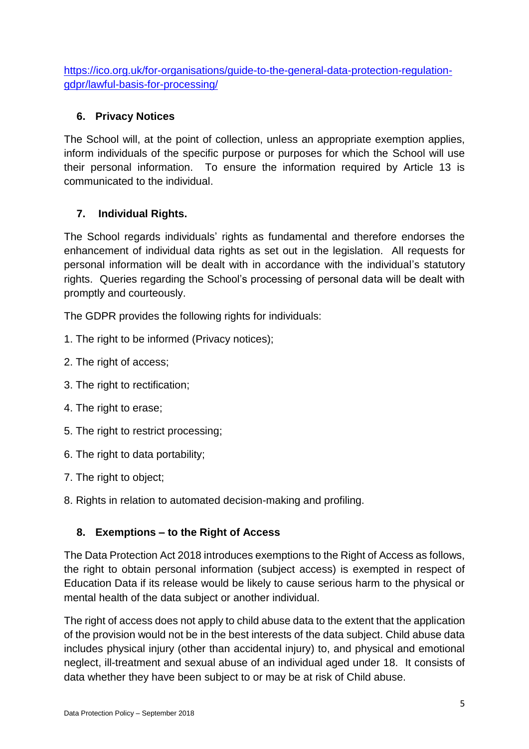https://ico.org.uk/for-organisations/guide-to-the-general-data-protection-regulation-gdpr/lawful-basis-for-processing/

## 6. Privacy Notices

The School will, at the point of collection, unless an appropriate exemption applies, inform individuals of the specific purpose or purposes for which the School will use their personal information. To ensure the information required by Article 13 is communicated to the individual.

## 7. Individual Rights.

The School regards individuals' rights as fundamental and therefore endorses the enhancement of individual data rights as set out in the legislation. All requests for personal information will be dealt with in accordance with the individual's statutory rights. Queries regarding the School's processing of personal data will be dealt with promptly and courteously.

The GDPR provides the following rights for individuals:

1. The right to be informed (Privacy notices);
2. The right of access;
3. The right to rectification;
4. The right to erase;
5. The right to restrict processing;
6. The right to data portability;
7. The right to object;
8. Rights in relation to automated decision-making and profiling.

## 8. Exemptions – to the Right of Access

The Data Protection Act 2018 introduces exemptions to the Right of Access as follows, the right to obtain personal information (subject access) is exempted in respect of Education Data if its release would be likely to cause serious harm to the physical or mental health of the data subject or another individual.

The right of access does not apply to child abuse data to the extent that the application of the provision would not be in the best interests of the data subject. Child abuse data includes physical injury (other than accidental injury) to, and physical and emotional neglect, ill-treatment and sexual abuse of an individual aged under 18. It consists of data whether they have been subject to or may be at risk of Child abuse.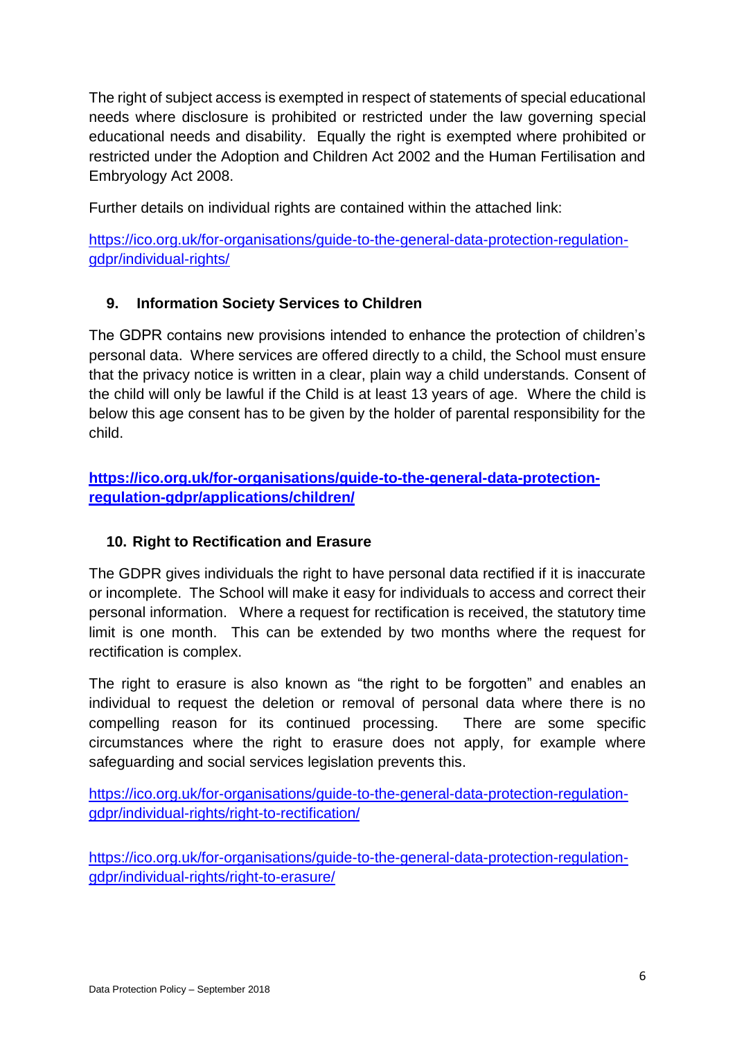The right of subject access is exempted in respect of statements of special educational needs where disclosure is prohibited or restricted under the law governing special educational needs and disability. Equally the right is exempted where prohibited or restricted under the Adoption and Children Act 2002 and the Human Fertilisation and Embryology Act 2008.

Further details on individual rights are contained within the attached link:

https://ico.org.uk/for-organisations/guide-to-the-general-data-protection-regulation-gdpr/individual-rights/

## 9. Information Society Services to Children

The GDPR contains new provisions intended to enhance the protection of children's personal data. Where services are offered directly to a child, the School must ensure that the privacy notice is written in a clear, plain way a child understands. Consent of the child will only be lawful if the Child is at least 13 years of age. Where the child is below this age consent has to be given by the holder of parental responsibility for the child.

**https://ico.org.uk/for-organisations/guide-to-the-general-data-protection-regulation-gdpr/applications/children/**

## 10. Right to Rectification and Erasure

The GDPR gives individuals the right to have personal data rectified if it is inaccurate or incomplete. The School will make it easy for individuals to access and correct their personal information. Where a request for rectification is received, the statutory time limit is one month. This can be extended by two months where the request for rectification is complex.

The right to erasure is also known as "the right to be forgotten" and enables an individual to request the deletion or removal of personal data where there is no compelling reason for its continued processing. There are some specific circumstances where the right to erasure does not apply, for example where safeguarding and social services legislation prevents this.

https://ico.org.uk/for-organisations/guide-to-the-general-data-protection-regulation-gdpr/individual-rights/right-to-rectification/

https://ico.org.uk/for-organisations/guide-to-the-general-data-protection-regulation-gdpr/individual-rights/right-to-erasure/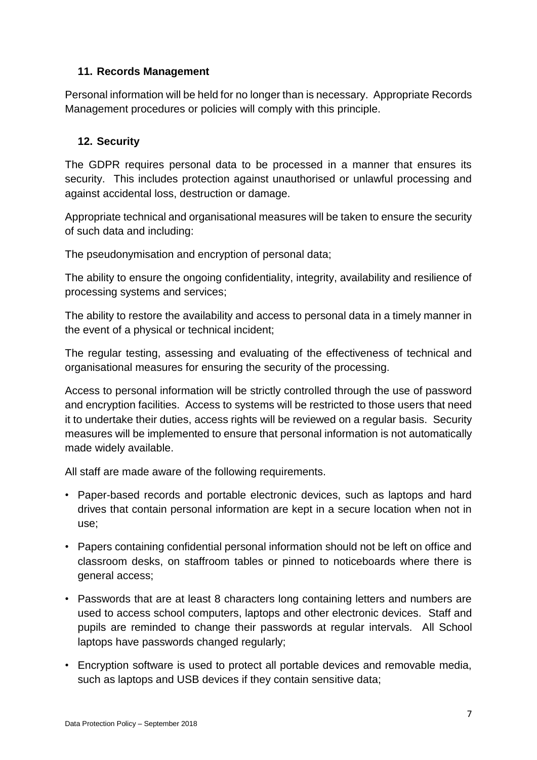### 11. Records Management

Personal information will be held for no longer than is necessary. Appropriate Records Management procedures or policies will comply with this principle.

### 12. Security

The GDPR requires personal data to be processed in a manner that ensures its security. This includes protection against unauthorised or unlawful processing and against accidental loss, destruction or damage.

Appropriate technical and organisational measures will be taken to ensure the security of such data and including:

The pseudonymisation and encryption of personal data;

The ability to ensure the ongoing confidentiality, integrity, availability and resilience of processing systems and services;

The ability to restore the availability and access to personal data in a timely manner in the event of a physical or technical incident;

The regular testing, assessing and evaluating of the effectiveness of technical and organisational measures for ensuring the security of the processing.

Access to personal information will be strictly controlled through the use of password and encryption facilities. Access to systems will be restricted to those users that need it to undertake their duties, access rights will be reviewed on a regular basis. Security measures will be implemented to ensure that personal information is not automatically made widely available.

All staff are made aware of the following requirements.

- Paper-based records and portable electronic devices, such as laptops and hard drives that contain personal information are kept in a secure location when not in use;
- Papers containing confidential personal information should not be left on office and classroom desks, on staffroom tables or pinned to noticeboards where there is general access;
- Passwords that are at least 8 characters long containing letters and numbers are used to access school computers, laptops and other electronic devices. Staff and pupils are reminded to change their passwords at regular intervals. All School laptops have passwords changed regularly;
- Encryption software is used to protect all portable devices and removable media, such as laptops and USB devices if they contain sensitive data;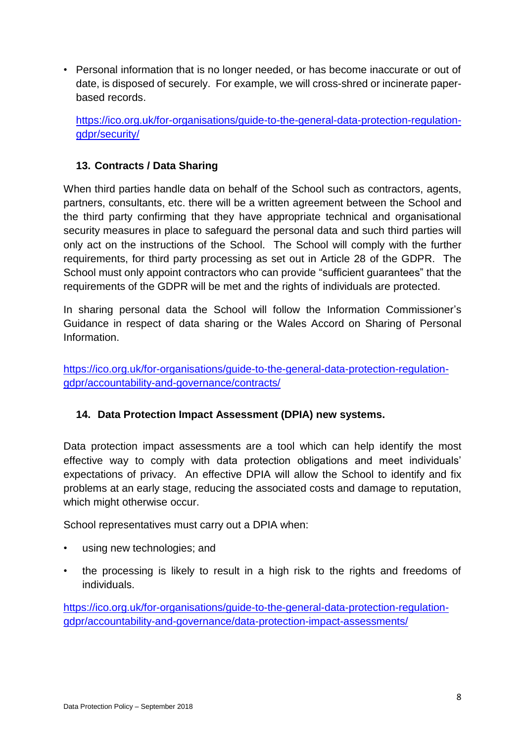- Personal information that is no longer needed, or has become inaccurate or out of date, is disposed of securely. For example, we will cross-shred or incinerate paper-based records.

  https://ico.org.uk/for-organisations/guide-to-the-general-data-protection-regulation-gdpr/security/

## 13. Contracts / Data Sharing

When third parties handle data on behalf of the School such as contractors, agents, partners, consultants, etc. there will be a written agreement between the School and the third party confirming that they have appropriate technical and organisational security measures in place to safeguard the personal data and such third parties will only act on the instructions of the School. The School will comply with the further requirements, for third party processing as set out in Article 28 of the GDPR. The School must only appoint contractors who can provide "sufficient guarantees" that the requirements of the GDPR will be met and the rights of individuals are protected.

In sharing personal data the School will follow the Information Commissioner's Guidance in respect of data sharing or the Wales Accord on Sharing of Personal Information.

https://ico.org.uk/for-organisations/guide-to-the-general-data-protection-regulation-gdpr/accountability-and-governance/contracts/

## 14. Data Protection Impact Assessment (DPIA) new systems.

Data protection impact assessments are a tool which can help identify the most effective way to comply with data protection obligations and meet individuals' expectations of privacy. An effective DPIA will allow the School to identify and fix problems at an early stage, reducing the associated costs and damage to reputation, which might otherwise occur.

School representatives must carry out a DPIA when:

- using new technologies; and
- the processing is likely to result in a high risk to the rights and freedoms of individuals.

https://ico.org.uk/for-organisations/guide-to-the-general-data-protection-regulation-gdpr/accountability-and-governance/data-protection-impact-assessments/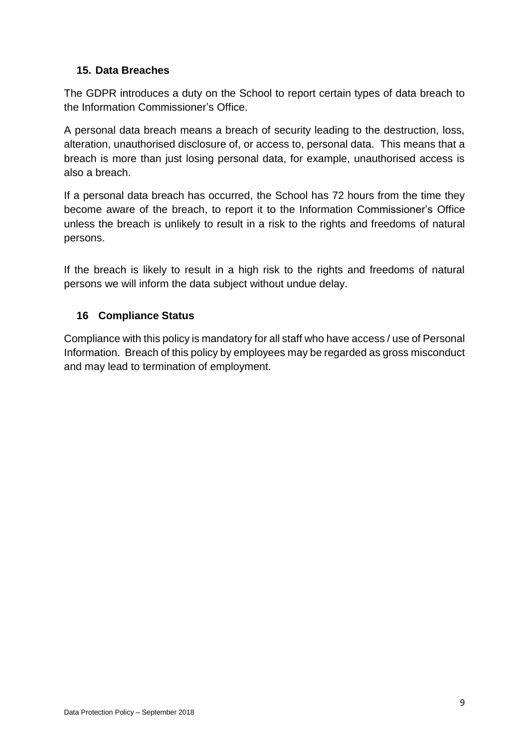## 15. Data Breaches

The GDPR introduces a duty on the School to report certain types of data breach to the Information Commissioner's Office.

A personal data breach means a breach of security leading to the destruction, loss, alteration, unauthorised disclosure of, or access to, personal data. This means that a breach is more than just losing personal data, for example, unauthorised access is also a breach.

If a personal data breach has occurred, the School has 72 hours from the time they become aware of the breach, to report it to the Information Commissioner's Office unless the breach is unlikely to result in a risk to the rights and freedoms of natural persons.

If the breach is likely to result in a high risk to the rights and freedoms of natural persons we will inform the data subject without undue delay.

## 16 Compliance Status

Compliance with this policy is mandatory for all staff who have access / use of Personal Information. Breach of this policy by employees may be regarded as gross misconduct and may lead to termination of employment.